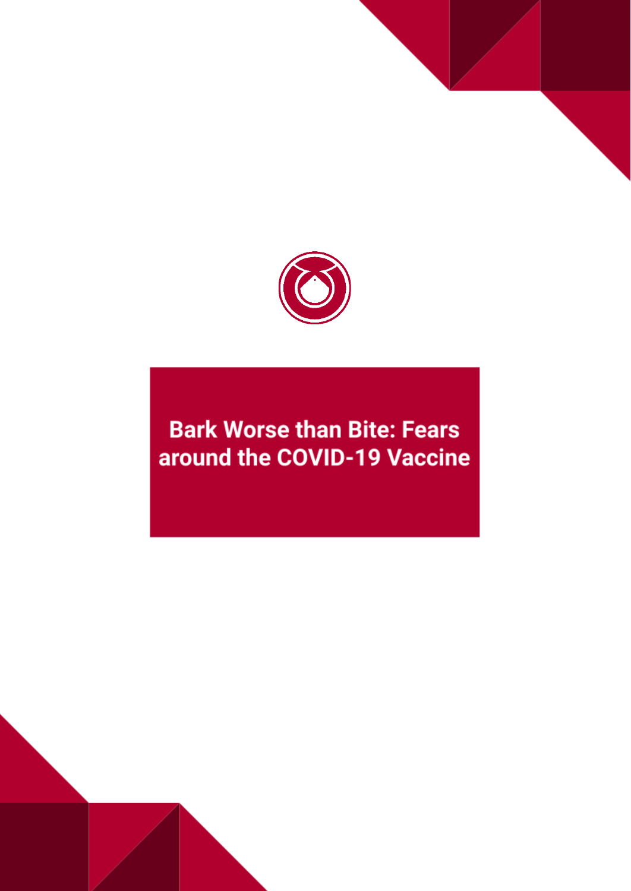# Bark Worse than Bite: Fears around the COVID-19 Vaccine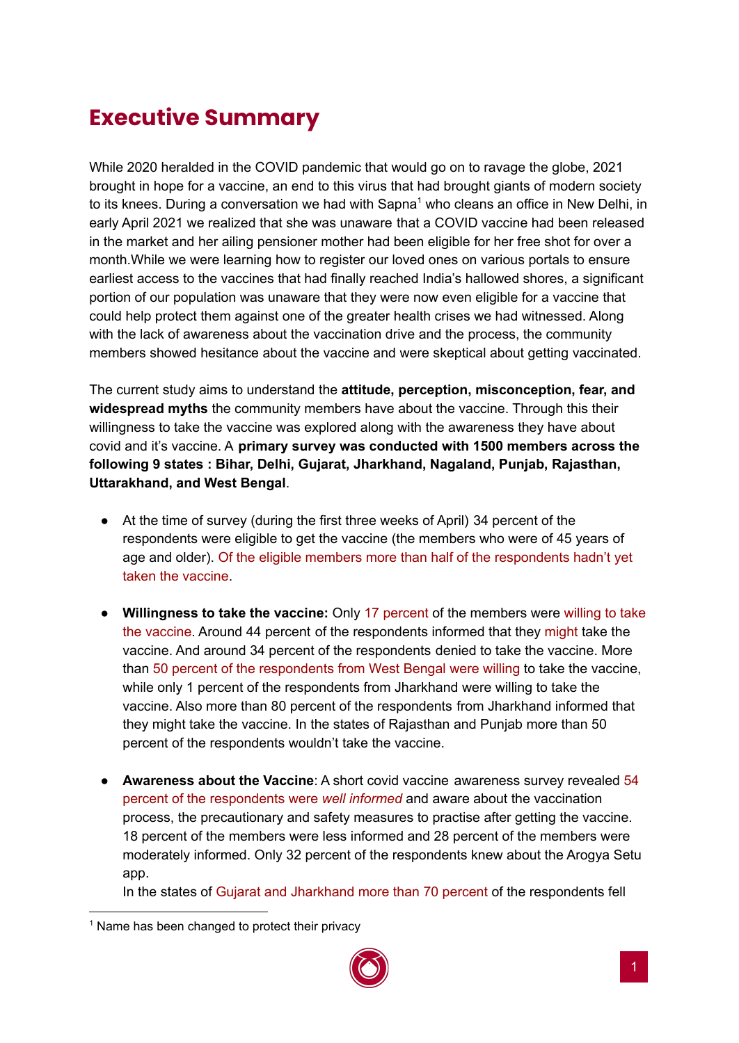# Executive Summary

While 2020 heralded in the COVID pandemic that would go on to ravage the globe, 2021 brought in hope for a vaccine, an end to this virus that had brought giants of modern society to its knees. During a conversation we had with Sapna[1] who cleans an office in New Delhi, in early April 2021 we realized that she was unaware that a COVID vaccine had been released in the market and her ailing pensioner mother had been eligible for her free shot for over a month.While we were learning how to register our loved ones on various portals to ensure earliest access to the vaccines that had finally reached India's hallowed shores, a significant portion of our population was unaware that they were now even eligible for a vaccine that could help protect them against one of the greater health crises we had witnessed. Along with the lack of awareness about the vaccination drive and the process, the community members showed hesitance about the vaccine and were skeptical about getting vaccinated.

The current study aims to understand the **attitude, perception, misconception, fear, and widespread myths** the community members have about the vaccine. Through this their willingness to take the vaccine was explored along with the awareness they have about covid and it's vaccine. A **primary survey was conducted with 1500 members across the following 9 states : Bihar, Delhi, Gujarat, Jharkhand, Nagaland, Punjab, Rajasthan, Uttarakhand, and West Bengal**.

- At the time of survey (during the first three weeks of April) 34 percent of the respondents were eligible to get the vaccine (the members who were of 45 years of age and older). Of the eligible members more than half of the respondents hadn't yet taken the vaccine.

- **Willingness to take the vaccine:** Only 17 percent of the members were willing to take the vaccine. Around 44 percent of the respondents informed that they might take the vaccine. And around 34 percent of the respondents denied to take the vaccine. More than 50 percent of the respondents from West Bengal were willing to take the vaccine, while only 1 percent of the respondents from Jharkhand were willing to take the vaccine. Also more than 80 percent of the respondents from Jharkhand informed that they might take the vaccine. In the states of Rajasthan and Punjab more than 50 percent of the respondents wouldn't take the vaccine.

- **Awareness about the Vaccine**: A short covid vaccine awareness survey revealed 54 percent of the respondents were *well informed* and aware about the vaccination process, the precautionary and safety measures to practise after getting the vaccine. 18 percent of the members were less informed and 28 percent of the members were moderately informed. Only 32 percent of the respondents knew about the Arogya Setu app.
  In the states of Gujarat and Jharkhand more than 70 percent of the respondents fell

[1] Name has been changed to protect their privacy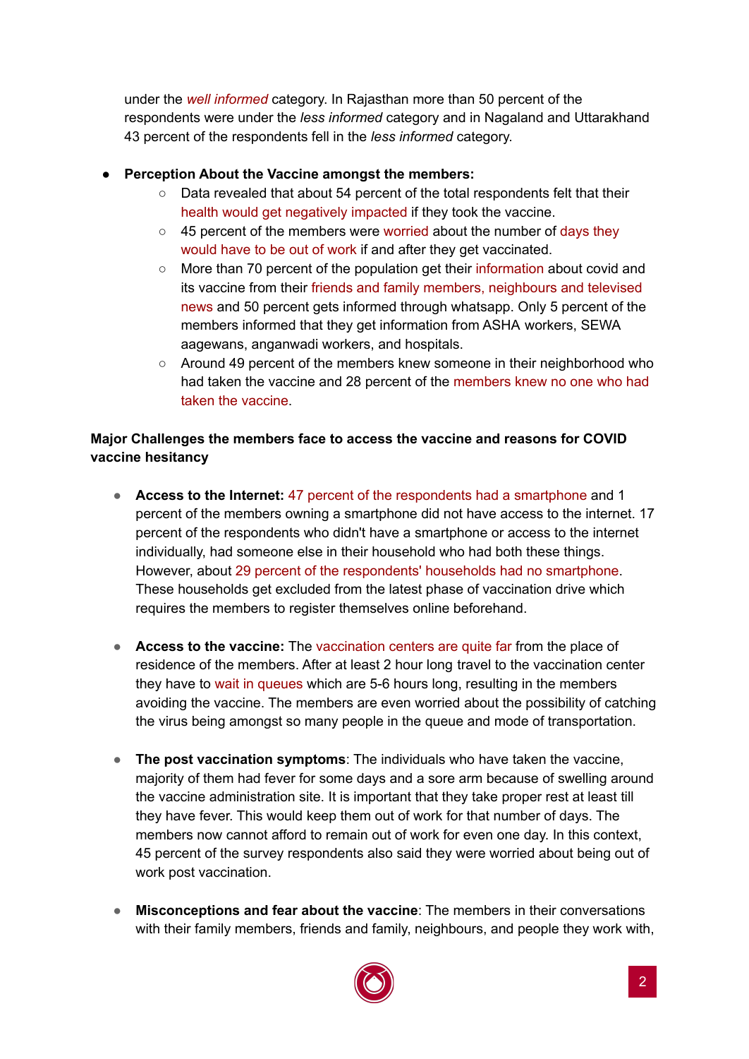under the *well informed* category. In Rajasthan more than 50 percent of the respondents were under the *less informed* category and in Nagaland and Uttarakhand 43 percent of the respondents fell in the *less informed* category.

- **Perception About the Vaccine amongst the members:**
  - Data revealed that about 54 percent of the total respondents felt that their health would get negatively impacted if they took the vaccine.
  - 45 percent of the members were worried about the number of days they would have to be out of work if and after they get vaccinated.
  - More than 70 percent of the population get their information about covid and its vaccine from their friends and family members, neighbours and televised news and 50 percent gets informed through whatsapp. Only 5 percent of the members informed that they get information from ASHA workers, SEWA aagewans, anganwadi workers, and hospitals.
  - Around 49 percent of the members knew someone in their neighborhood who had taken the vaccine and 28 percent of the members knew no one who had taken the vaccine.

**Major Challenges the members face to access the vaccine and reasons for COVID vaccine hesitancy**

- **Access to the Internet:** 47 percent of the respondents had a smartphone and 1 percent of the members owning a smartphone did not have access to the internet. 17 percent of the respondents who didn't have a smartphone or access to the internet individually, had someone else in their household who had both these things. However, about 29 percent of the respondents' households had no smartphone. These households get excluded from the latest phase of vaccination drive which requires the members to register themselves online beforehand.

- **Access to the vaccine:** The vaccination centers are quite far from the place of residence of the members. After at least 2 hour long travel to the vaccination center they have to wait in queues which are 5-6 hours long, resulting in the members avoiding the vaccine. The members are even worried about the possibility of catching the virus being amongst so many people in the queue and mode of transportation.

- **The post vaccination symptoms**: The individuals who have taken the vaccine, majority of them had fever for some days and a sore arm because of swelling around the vaccine administration site. It is important that they take proper rest at least till they have fever. This would keep them out of work for that number of days. The members now cannot afford to remain out of work for even one day. In this context, 45 percent of the survey respondents also said they were worried about being out of work post vaccination.

- **Misconceptions and fear about the vaccine**: The members in their conversations with their family members, friends and family, neighbours, and people they work with,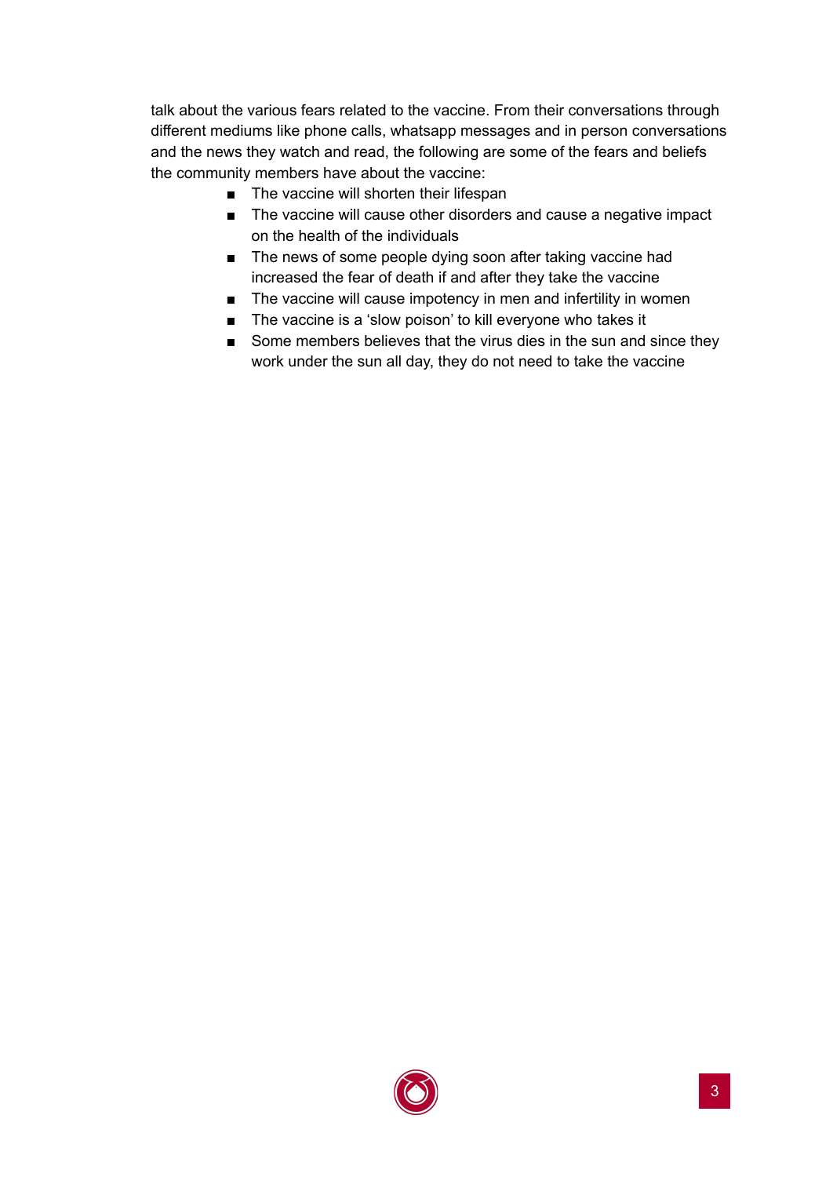talk about the various fears related to the vaccine. From their conversations through different mediums like phone calls, whatsapp messages and in person conversations and the news they watch and read, the following are some of the fears and beliefs the community members have about the vaccine:

- The vaccine will shorten their lifespan
- The vaccine will cause other disorders and cause a negative impact on the health of the individuals
- The news of some people dying soon after taking vaccine had increased the fear of death if and after they take the vaccine
- The vaccine will cause impotency in men and infertility in women
- The vaccine is a 'slow poison' to kill everyone who takes it
- Some members believes that the virus dies in the sun and since they work under the sun all day, they do not need to take the vaccine